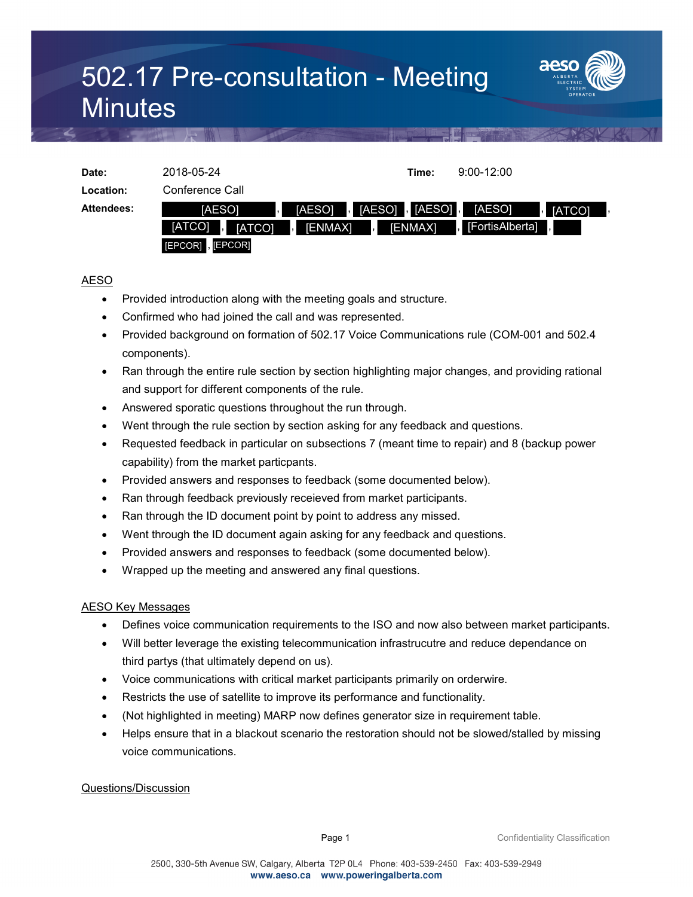# 502.17 Pre-consultation - Meeting Minutes

| | | | |
|---|---|---|---|
| **Date:** | 2018-05-24 | **Time:** | 9:00-12:00 |
| **Location:** | Conference Call | | |
| **Attendees:** | [AESO], [AESO], [AESO], [AESO], [AESO], [ATCO], [ATCO], [ATCO], [ENMAX], [ENMAX], [FortisAlberta], , [EPCOR], [EPCOR] | | |

AESO

- Provided introduction along with the meeting goals and structure.
- Confirmed who had joined the call and was represented.
- Provided background on formation of 502.17 Voice Communications rule (COM-001 and 502.4 components).
- Ran through the entire rule section by section highlighting major changes, and providing rational and support for different components of the rule.
- Answered sporatic questions throughout the run through.
- Went through the rule section by section asking for any feedback and questions.
- Requested feedback in particular on subsections 7 (meant time to repair) and 8 (backup power capability) from the market particpants.
- Provided answers and responses to feedback (some documented below).
- Ran through feedback previously receieved from market participants.
- Ran through the ID document point by point to address any missed.
- Went through the ID document again asking for any feedback and questions.
- Provided answers and responses to feedback (some documented below).
- Wrapped up the meeting and answered any final questions.

AESO Key Messages

- Defines voice communication requirements to the ISO and now also between market participants.
- Will better leverage the existing telecommunication infrastrucutre and reduce dependance on third partys (that ultimately depend on us).
- Voice communications with critical market participants primarily on orderwire.
- Restricts the use of satellite to improve its performance and functionality.
- (Not highlighted in meeting) MARP now defines generator size in requirement table.
- Helps ensure that in a blackout scenario the restoration should not be slowed/stalled by missing voice communications.

Questions/Discussion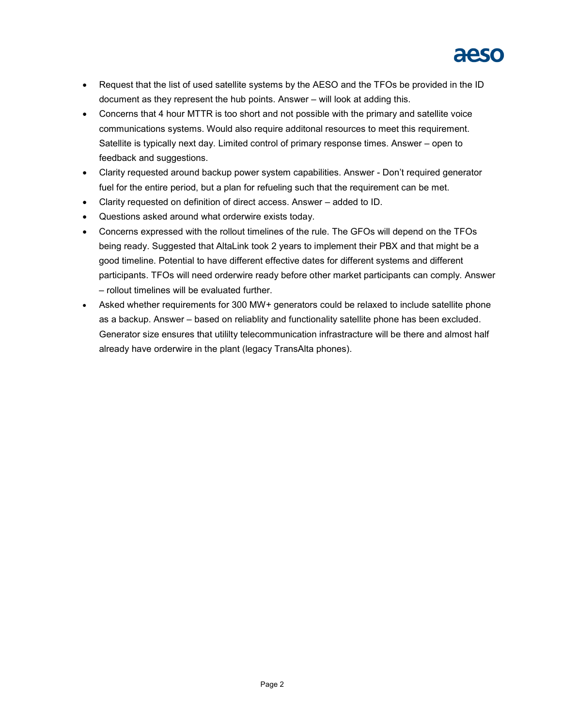- Request that the list of used satellite systems by the AESO and the TFOs be provided in the ID document as they represent the hub points. Answer – will look at adding this.
- Concerns that 4 hour MTTR is too short and not possible with the primary and satellite voice communications systems. Would also require additonal resources to meet this requirement. Satellite is typically next day. Limited control of primary response times. Answer – open to feedback and suggestions.
- Clarity requested around backup power system capabilities. Answer - Don't required generator fuel for the entire period, but a plan for refueling such that the requirement can be met.
- Clarity requested on definition of direct access. Answer – added to ID.
- Questions asked around what orderwire exists today.
- Concerns expressed with the rollout timelines of the rule. The GFOs will depend on the TFOs being ready. Suggested that AltaLink took 2 years to implement their PBX and that might be a good timeline. Potential to have different effective dates for different systems and different participants. TFOs will need orderwire ready before other market participants can comply. Answer – rollout timelines will be evaluated further.
- Asked whether requirements for 300 MW+ generators could be relaxed to include satellite phone as a backup. Answer – based on reliablity and functionality satellite phone has been excluded. Generator size ensures that utililty telecommunication infrastracture will be there and almost half already have orderwire in the plant (legacy TransAlta phones).